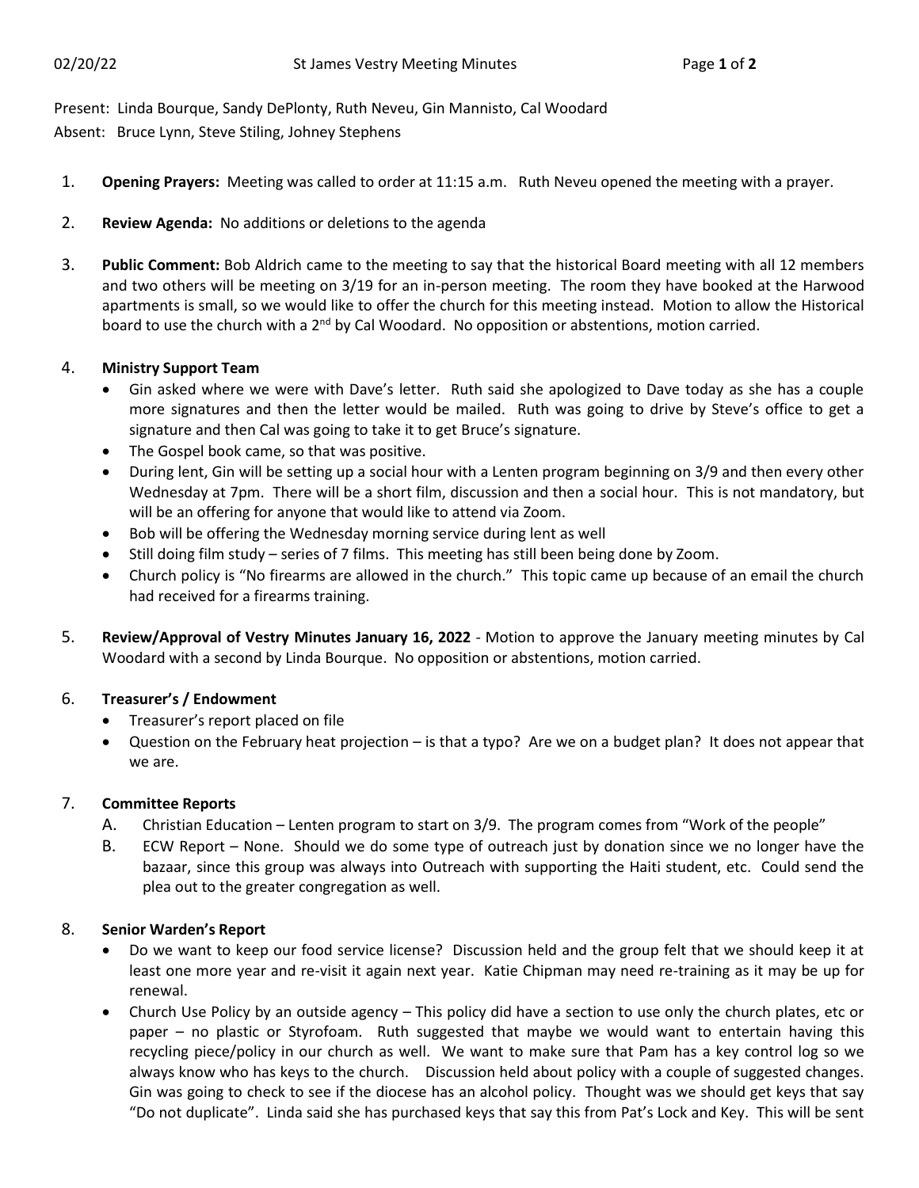Present: Linda Bourque, Sandy DePlonty, Ruth Neveu, Gin Mannisto, Cal Woodard
Absent: Bruce Lynn, Steve Stiling, Johney Stephens

1. **Opening Prayers:** Meeting was called to order at 11:15 a.m. Ruth Neveu opened the meeting with a prayer.

2. **Review Agenda:** No additions or deletions to the agenda

3. **Public Comment:** Bob Aldrich came to the meeting to say that the historical Board meeting with all 12 members and two others will be meeting on 3/19 for an in-person meeting. The room they have booked at the Harwood apartments is small, so we would like to offer the church for this meeting instead. Motion to allow the Historical board to use the church with a 2nd by Cal Woodard. No opposition or abstentions, motion carried.

4. **Ministry Support Team**
   - Gin asked where we were with Dave's letter. Ruth said she apologized to Dave today as she has a couple more signatures and then the letter would be mailed. Ruth was going to drive by Steve's office to get a signature and then Cal was going to take it to get Bruce's signature.
   - The Gospel book came, so that was positive.
   - During lent, Gin will be setting up a social hour with a Lenten program beginning on 3/9 and then every other Wednesday at 7pm. There will be a short film, discussion and then a social hour. This is not mandatory, but will be an offering for anyone that would like to attend via Zoom.
   - Bob will be offering the Wednesday morning service during lent as well
   - Still doing film study – series of 7 films. This meeting has still been being done by Zoom.
   - Church policy is "No firearms are allowed in the church." This topic came up because of an email the church had received for a firearms training.

5. **Review/Approval of Vestry Minutes January 16, 2022** - Motion to approve the January meeting minutes by Cal Woodard with a second by Linda Bourque. No opposition or abstentions, motion carried.

6. **Treasurer's / Endowment**
   - Treasurer's report placed on file
   - Question on the February heat projection – is that a typo? Are we on a budget plan? It does not appear that we are.

7. **Committee Reports**
   A. Christian Education – Lenten program to start on 3/9. The program comes from "Work of the people"
   B. ECW Report – None. Should we do some type of outreach just by donation since we no longer have the bazaar, since this group was always into Outreach with supporting the Haiti student, etc. Could send the plea out to the greater congregation as well.

8. **Senior Warden's Report**
   - Do we want to keep our food service license? Discussion held and the group felt that we should keep it at least one more year and re-visit it again next year. Katie Chipman may need re-training as it may be up for renewal.
   - Church Use Policy by an outside agency – This policy did have a section to use only the church plates, etc or paper – no plastic or Styrofoam. Ruth suggested that maybe we would want to entertain having this recycling piece/policy in our church as well. We want to make sure that Pam has a key control log so we always know who has keys to the church. Discussion held about policy with a couple of suggested changes. Gin was going to check to see if the diocese has an alcohol policy. Thought was we should get keys that say "Do not duplicate". Linda said she has purchased keys that say this from Pat's Lock and Key. This will be sent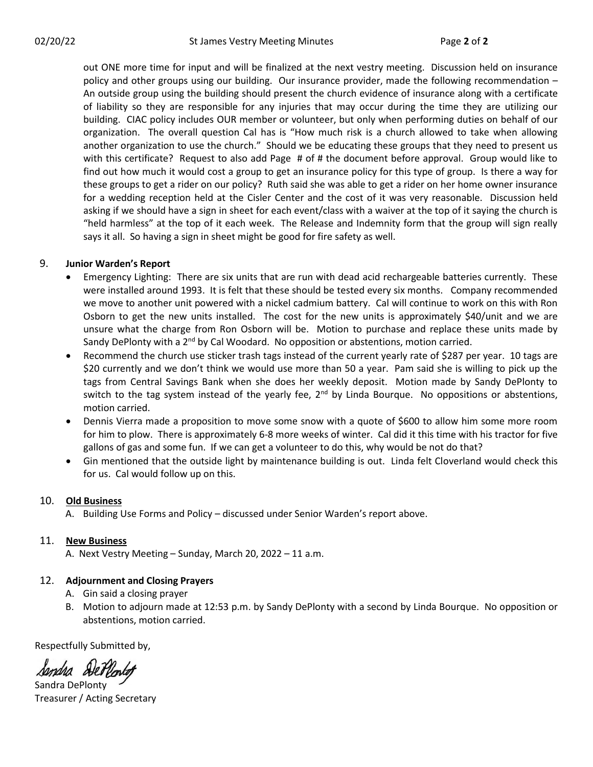out ONE more time for input and will be finalized at the next vestry meeting. Discussion held on insurance policy and other groups using our building. Our insurance provider, made the following recommendation – An outside group using the building should present the church evidence of insurance along with a certificate of liability so they are responsible for any injuries that may occur during the time they are utilizing our building. CIAC policy includes OUR member or volunteer, but only when performing duties on behalf of our organization. The overall question Cal has is "How much risk is a church allowed to take when allowing another organization to use the church." Should we be educating these groups that they need to present us with this certificate? Request to also add Page # of # the document before approval. Group would like to find out how much it would cost a group to get an insurance policy for this type of group. Is there a way for these groups to get a rider on our policy? Ruth said she was able to get a rider on her home owner insurance for a wedding reception held at the Cisler Center and the cost of it was very reasonable. Discussion held asking if we should have a sign in sheet for each event/class with a waiver at the top of it saying the church is "held harmless" at the top of it each week. The Release and Indemnity form that the group will sign really says it all. So having a sign in sheet might be good for fire safety as well.

9. **Junior Warden's Report**
   - Emergency Lighting: There are six units that are run with dead acid rechargeable batteries currently. These were installed around 1993. It is felt that these should be tested every six months. Company recommended we move to another unit powered with a nickel cadmium battery. Cal will continue to work on this with Ron Osborn to get the new units installed. The cost for the new units is approximately $40/unit and we are unsure what the charge from Ron Osborn will be. Motion to purchase and replace these units made by Sandy DePlonty with a 2nd by Cal Woodard. No opposition or abstentions, motion carried.
   - Recommend the church use sticker trash tags instead of the current yearly rate of $287 per year. 10 tags are $20 currently and we don't think we would use more than 50 a year. Pam said she is willing to pick up the tags from Central Savings Bank when she does her weekly deposit. Motion made by Sandy DePlonty to switch to the tag system instead of the yearly fee, 2nd by Linda Bourque. No oppositions or abstentions, motion carried.
   - Dennis Vierra made a proposition to move some snow with a quote of $600 to allow him some more room for him to plow. There is approximately 6-8 more weeks of winter. Cal did it this time with his tractor for five gallons of gas and some fun. If we can get a volunteer to do this, why would be not do that?
   - Gin mentioned that the outside light by maintenance building is out. Linda felt Cloverland would check this for us. Cal would follow up on this.

10. **<u>Old Business</u>**
    A. Building Use Forms and Policy – discussed under Senior Warden's report above.

11. **<u>New Business</u>**
    A. Next Vestry Meeting – Sunday, March 20, 2022 – 11 a.m.

12. **Adjournment and Closing Prayers**
    A. Gin said a closing prayer
    B. Motion to adjourn made at 12:53 p.m. by Sandy DePlonty with a second by Linda Bourque. No opposition or abstentions, motion carried.

Respectfully Submitted by,

Sandra DePlonty

Sandra DePlonty
Treasurer / Acting Secretary